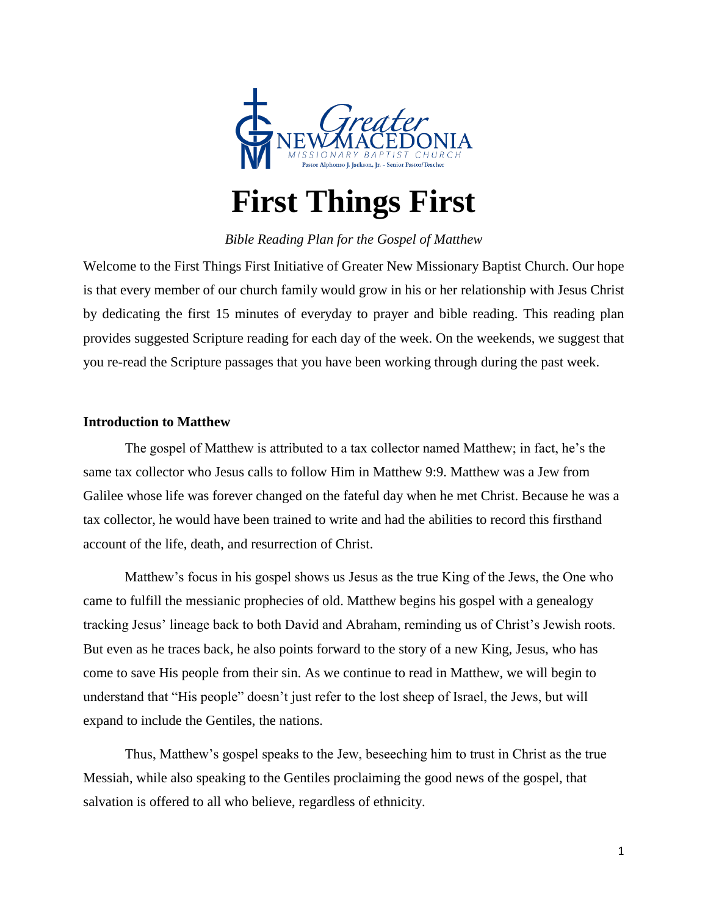Greater NEW MACEDONIA MISSIONARY BAPTIST CHURCH
Pastor Alphonso J. Jackson, Jr. - Senior Pastor/Teacher

# First Things First

*Bible Reading Plan for the Gospel of Matthew*

Welcome to the First Things First Initiative of Greater New Missionary Baptist Church. Our hope is that every member of our church family would grow in his or her relationship with Jesus Christ by dedicating the first 15 minutes of everyday to prayer and bible reading. This reading plan provides suggested Scripture reading for each day of the week. On the weekends, we suggest that you re-read the Scripture passages that you have been working through during the past week.

**Introduction to Matthew**

The gospel of Matthew is attributed to a tax collector named Matthew; in fact, he's the same tax collector who Jesus calls to follow Him in Matthew 9:9. Matthew was a Jew from Galilee whose life was forever changed on the fateful day when he met Christ. Because he was a tax collector, he would have been trained to write and had the abilities to record this firsthand account of the life, death, and resurrection of Christ.

Matthew's focus in his gospel shows us Jesus as the true King of the Jews, the One who came to fulfill the messianic prophecies of old. Matthew begins his gospel with a genealogy tracking Jesus' lineage back to both David and Abraham, reminding us of Christ's Jewish roots. But even as he traces back, he also points forward to the story of a new King, Jesus, who has come to save His people from their sin. As we continue to read in Matthew, we will begin to understand that "His people" doesn't just refer to the lost sheep of Israel, the Jews, but will expand to include the Gentiles, the nations.

Thus, Matthew's gospel speaks to the Jew, beseeching him to trust in Christ as the true Messiah, while also speaking to the Gentiles proclaiming the good news of the gospel, that salvation is offered to all who believe, regardless of ethnicity.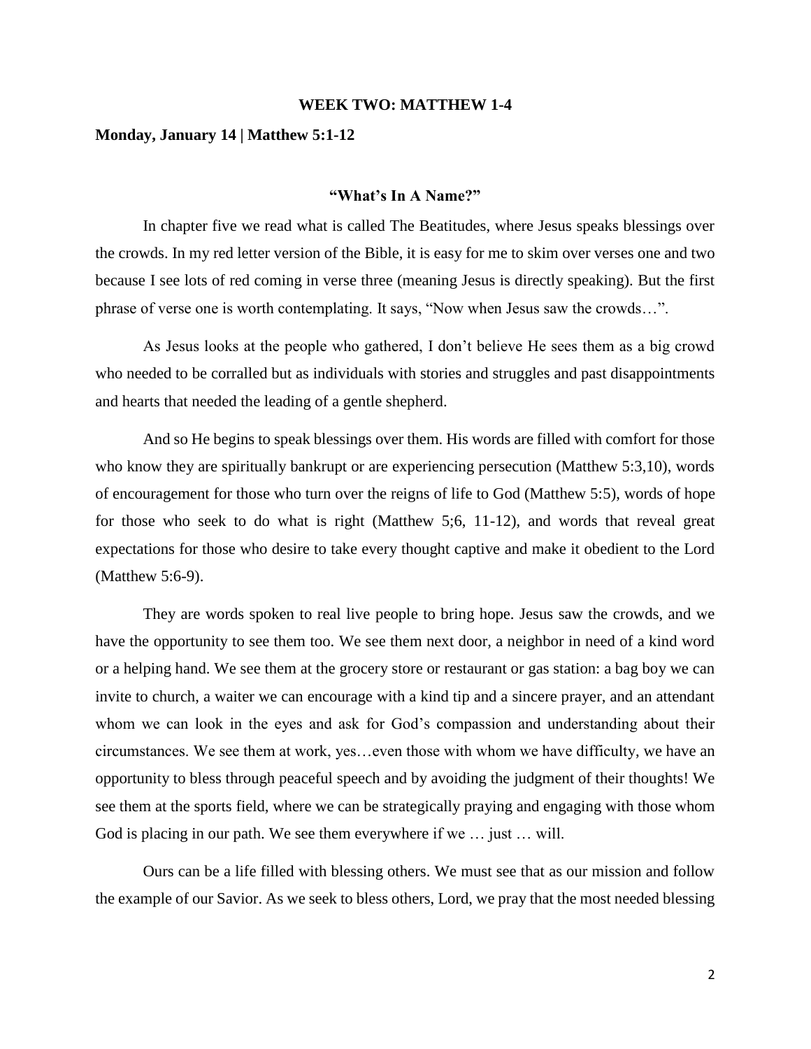**WEEK TWO: MATTHEW 1-4**

**Monday, January 14 | Matthew 5:1-12**

**"What's In A Name?"**

In chapter five we read what is called The Beatitudes, where Jesus speaks blessings over the crowds. In my red letter version of the Bible, it is easy for me to skim over verses one and two because I see lots of red coming in verse three (meaning Jesus is directly speaking). But the first phrase of verse one is worth contemplating. It says, "Now when Jesus saw the crowds…".

As Jesus looks at the people who gathered, I don't believe He sees them as a big crowd who needed to be corralled but as individuals with stories and struggles and past disappointments and hearts that needed the leading of a gentle shepherd.

And so He begins to speak blessings over them. His words are filled with comfort for those who know they are spiritually bankrupt or are experiencing persecution (Matthew 5:3,10), words of encouragement for those who turn over the reigns of life to God (Matthew 5:5), words of hope for those who seek to do what is right (Matthew 5;6, 11-12), and words that reveal great expectations for those who desire to take every thought captive and make it obedient to the Lord (Matthew 5:6-9).

They are words spoken to real live people to bring hope. Jesus saw the crowds, and we have the opportunity to see them too. We see them next door, a neighbor in need of a kind word or a helping hand. We see them at the grocery store or restaurant or gas station: a bag boy we can invite to church, a waiter we can encourage with a kind tip and a sincere prayer, and an attendant whom we can look in the eyes and ask for God's compassion and understanding about their circumstances. We see them at work, yes…even those with whom we have difficulty, we have an opportunity to bless through peaceful speech and by avoiding the judgment of their thoughts! We see them at the sports field, where we can be strategically praying and engaging with those whom God is placing in our path. We see them everywhere if we … just … will.

Ours can be a life filled with blessing others. We must see that as our mission and follow the example of our Savior. As we seek to bless others, Lord, we pray that the most needed blessing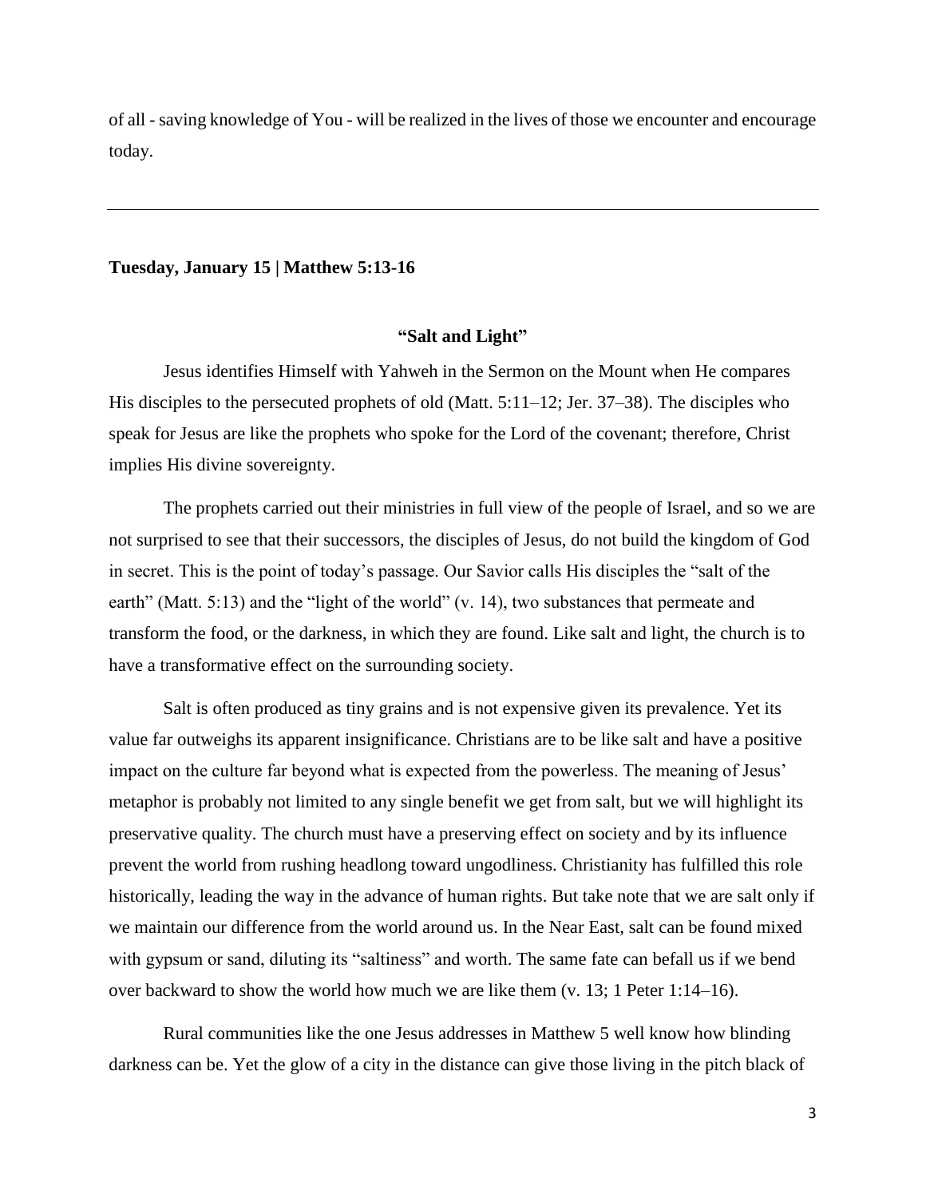of all - saving knowledge of You - will be realized in the lives of those we encounter and encourage today.

---

**Tuesday, January 15 | Matthew 5:13-16**

**"Salt and Light"**

Jesus identifies Himself with Yahweh in the Sermon on the Mount when He compares His disciples to the persecuted prophets of old (Matt. 5:11–12; Jer. 37–38). The disciples who speak for Jesus are like the prophets who spoke for the Lord of the covenant; therefore, Christ implies His divine sovereignty.

The prophets carried out their ministries in full view of the people of Israel, and so we are not surprised to see that their successors, the disciples of Jesus, do not build the kingdom of God in secret. This is the point of today's passage. Our Savior calls His disciples the "salt of the earth" (Matt. 5:13) and the "light of the world" (v. 14), two substances that permeate and transform the food, or the darkness, in which they are found. Like salt and light, the church is to have a transformative effect on the surrounding society.

Salt is often produced as tiny grains and is not expensive given its prevalence. Yet its value far outweighs its apparent insignificance. Christians are to be like salt and have a positive impact on the culture far beyond what is expected from the powerless. The meaning of Jesus' metaphor is probably not limited to any single benefit we get from salt, but we will highlight its preservative quality. The church must have a preserving effect on society and by its influence prevent the world from rushing headlong toward ungodliness. Christianity has fulfilled this role historically, leading the way in the advance of human rights. But take note that we are salt only if we maintain our difference from the world around us. In the Near East, salt can be found mixed with gypsum or sand, diluting its "saltiness" and worth. The same fate can befall us if we bend over backward to show the world how much we are like them (v. 13; 1 Peter 1:14–16).

Rural communities like the one Jesus addresses in Matthew 5 well know how blinding darkness can be. Yet the glow of a city in the distance can give those living in the pitch black of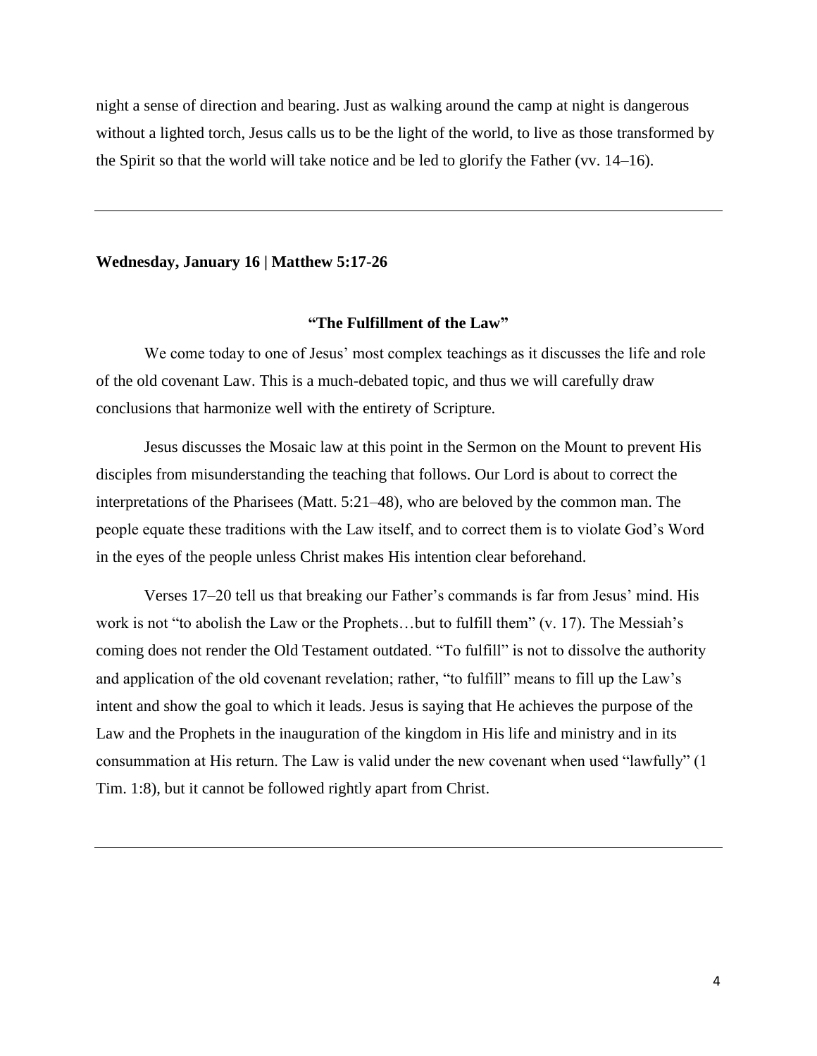night a sense of direction and bearing. Just as walking around the camp at night is dangerous without a lighted torch, Jesus calls us to be the light of the world, to live as those transformed by the Spirit so that the world will take notice and be led to glorify the Father (vv. 14–16).

---

**Wednesday, January 16 | Matthew 5:17-26**

### "The Fulfillment of the Law"

We come today to one of Jesus' most complex teachings as it discusses the life and role of the old covenant Law. This is a much-debated topic, and thus we will carefully draw conclusions that harmonize well with the entirety of Scripture.

Jesus discusses the Mosaic law at this point in the Sermon on the Mount to prevent His disciples from misunderstanding the teaching that follows. Our Lord is about to correct the interpretations of the Pharisees (Matt. 5:21–48), who are beloved by the common man. The people equate these traditions with the Law itself, and to correct them is to violate God's Word in the eyes of the people unless Christ makes His intention clear beforehand.

Verses 17–20 tell us that breaking our Father's commands is far from Jesus' mind. His work is not "to abolish the Law or the Prophets…but to fulfill them" (v. 17). The Messiah's coming does not render the Old Testament outdated. "To fulfill" is not to dissolve the authority and application of the old covenant revelation; rather, "to fulfill" means to fill up the Law's intent and show the goal to which it leads. Jesus is saying that He achieves the purpose of the Law and the Prophets in the inauguration of the kingdom in His life and ministry and in its consummation at His return. The Law is valid under the new covenant when used "lawfully" (1 Tim. 1:8), but it cannot be followed rightly apart from Christ.

---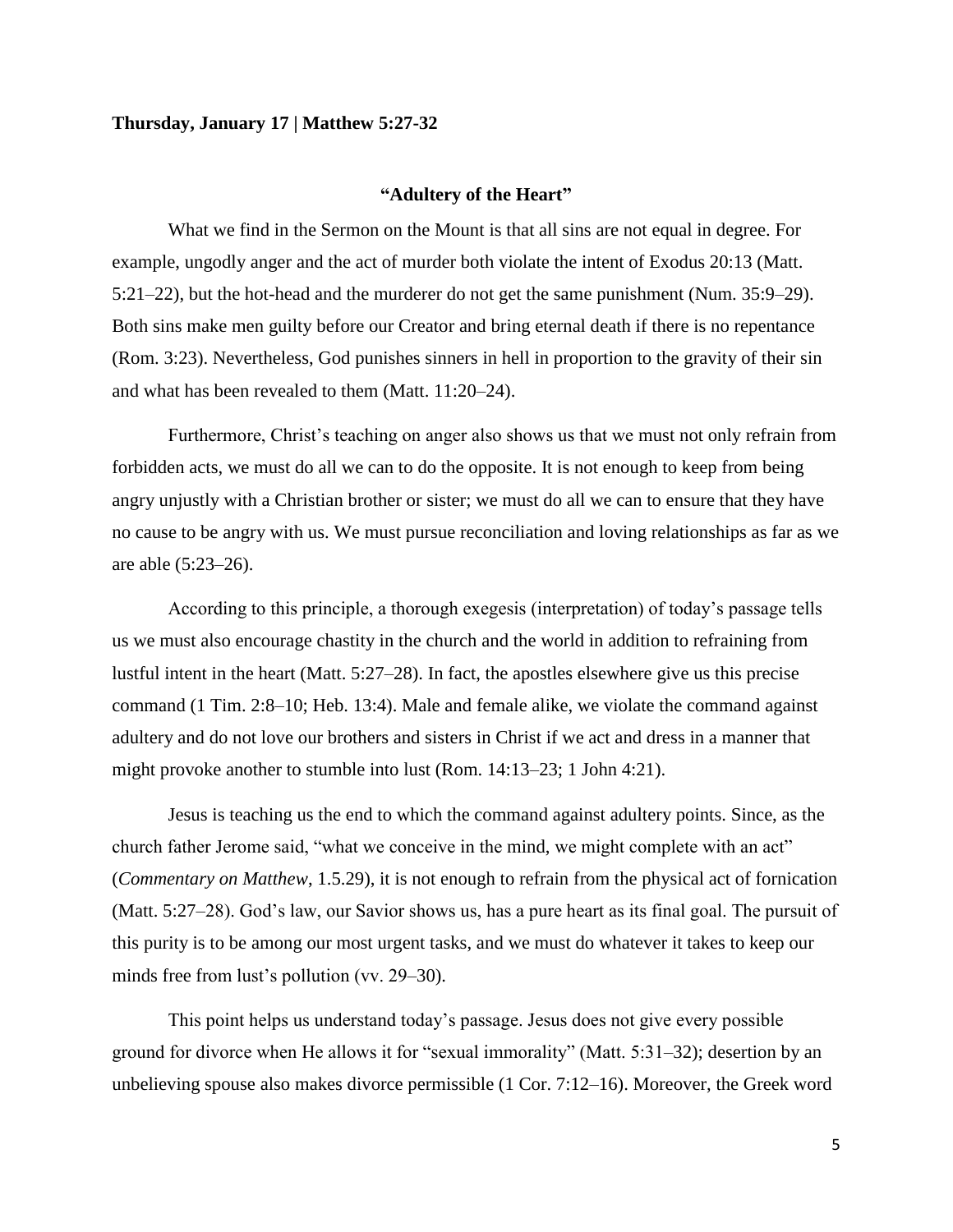**Thursday, January 17 | Matthew 5:27-32**

**"Adultery of the Heart"**

What we find in the Sermon on the Mount is that all sins are not equal in degree. For example, ungodly anger and the act of murder both violate the intent of Exodus 20:13 (Matt. 5:21–22), but the hot-head and the murderer do not get the same punishment (Num. 35:9–29). Both sins make men guilty before our Creator and bring eternal death if there is no repentance (Rom. 3:23). Nevertheless, God punishes sinners in hell in proportion to the gravity of their sin and what has been revealed to them (Matt. 11:20–24).

Furthermore, Christ's teaching on anger also shows us that we must not only refrain from forbidden acts, we must do all we can to do the opposite. It is not enough to keep from being angry unjustly with a Christian brother or sister; we must do all we can to ensure that they have no cause to be angry with us. We must pursue reconciliation and loving relationships as far as we are able (5:23–26).

According to this principle, a thorough exegesis (interpretation) of today's passage tells us we must also encourage chastity in the church and the world in addition to refraining from lustful intent in the heart (Matt. 5:27–28). In fact, the apostles elsewhere give us this precise command (1 Tim. 2:8–10; Heb. 13:4). Male and female alike, we violate the command against adultery and do not love our brothers and sisters in Christ if we act and dress in a manner that might provoke another to stumble into lust (Rom. 14:13–23; 1 John 4:21).

Jesus is teaching us the end to which the command against adultery points. Since, as the church father Jerome said, "what we conceive in the mind, we might complete with an act" (*Commentary on Matthew*, 1.5.29), it is not enough to refrain from the physical act of fornication (Matt. 5:27–28). God's law, our Savior shows us, has a pure heart as its final goal. The pursuit of this purity is to be among our most urgent tasks, and we must do whatever it takes to keep our minds free from lust's pollution (vv. 29–30).

This point helps us understand today's passage. Jesus does not give every possible ground for divorce when He allows it for "sexual immorality" (Matt. 5:31–32); desertion by an unbelieving spouse also makes divorce permissible (1 Cor. 7:12–16). Moreover, the Greek word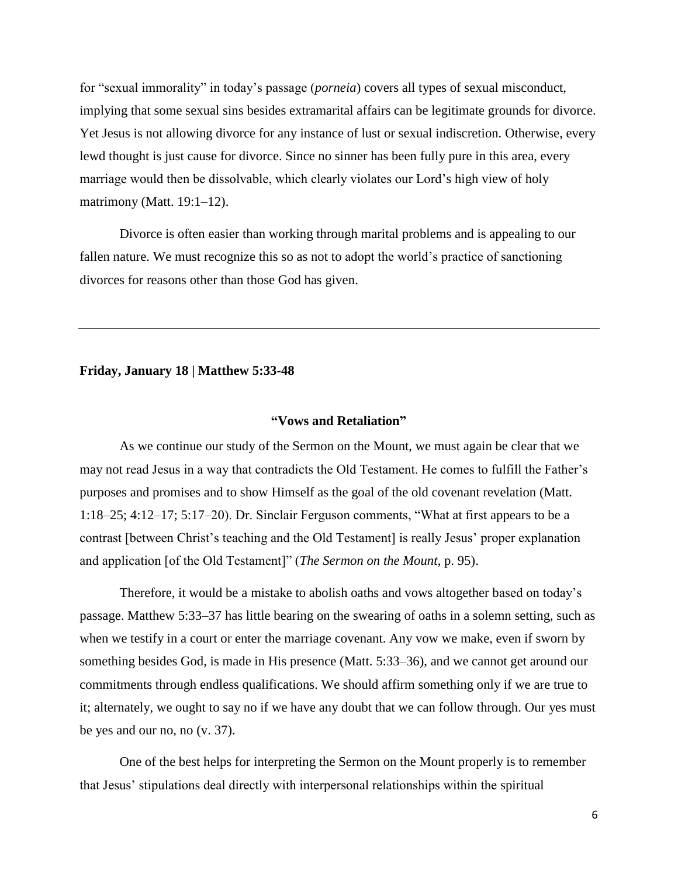for "sexual immorality" in today's passage (*porneia*) covers all types of sexual misconduct, implying that some sexual sins besides extramarital affairs can be legitimate grounds for divorce. Yet Jesus is not allowing divorce for any instance of lust or sexual indiscretion. Otherwise, every lewd thought is just cause for divorce. Since no sinner has been fully pure in this area, every marriage would then be dissolvable, which clearly violates our Lord's high view of holy matrimony (Matt. 19:1–12).

Divorce is often easier than working through marital problems and is appealing to our fallen nature. We must recognize this so as not to adopt the world's practice of sanctioning divorces for reasons other than those God has given.

---

**Friday, January 18 | Matthew 5:33-48**

**"Vows and Retaliation"**

As we continue our study of the Sermon on the Mount, we must again be clear that we may not read Jesus in a way that contradicts the Old Testament. He comes to fulfill the Father's purposes and promises and to show Himself as the goal of the old covenant revelation (Matt. 1:18–25; 4:12–17; 5:17–20). Dr. Sinclair Ferguson comments, "What at first appears to be a contrast [between Christ's teaching and the Old Testament] is really Jesus' proper explanation and application [of the Old Testament]" (*The Sermon on the Mount*, p. 95).

Therefore, it would be a mistake to abolish oaths and vows altogether based on today's passage. Matthew 5:33–37 has little bearing on the swearing of oaths in a solemn setting, such as when we testify in a court or enter the marriage covenant. Any vow we make, even if sworn by something besides God, is made in His presence (Matt. 5:33–36), and we cannot get around our commitments through endless qualifications. We should affirm something only if we are true to it; alternately, we ought to say no if we have any doubt that we can follow through. Our yes must be yes and our no, no (v. 37).

One of the best helps for interpreting the Sermon on the Mount properly is to remember that Jesus' stipulations deal directly with interpersonal relationships within the spiritual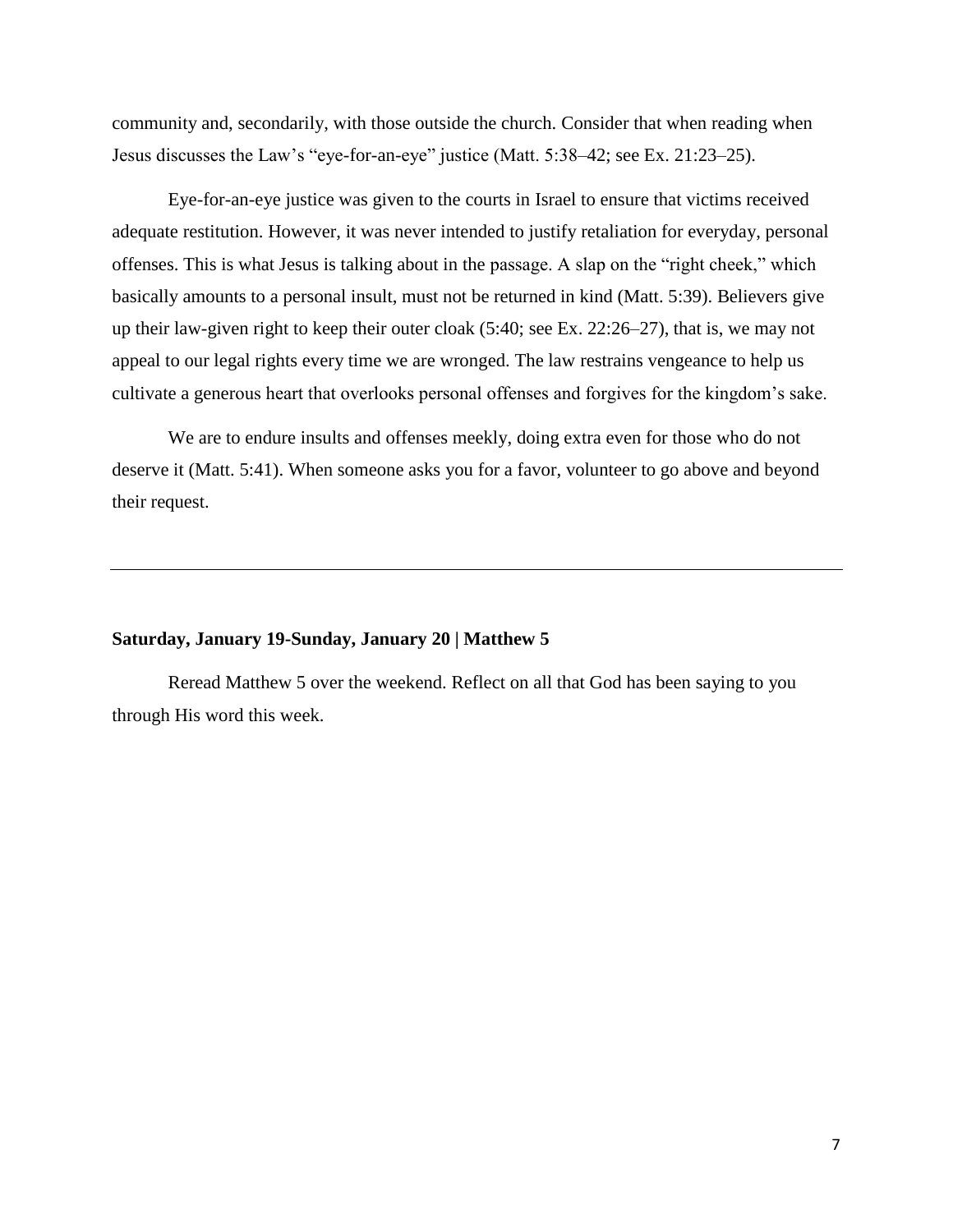community and, secondarily, with those outside the church. Consider that when reading when Jesus discusses the Law's "eye-for-an-eye" justice (Matt. 5:38–42; see Ex. 21:23–25).

Eye-for-an-eye justice was given to the courts in Israel to ensure that victims received adequate restitution. However, it was never intended to justify retaliation for everyday, personal offenses. This is what Jesus is talking about in the passage. A slap on the "right cheek," which basically amounts to a personal insult, must not be returned in kind (Matt. 5:39). Believers give up their law-given right to keep their outer cloak (5:40; see Ex. 22:26–27), that is, we may not appeal to our legal rights every time we are wronged. The law restrains vengeance to help us cultivate a generous heart that overlooks personal offenses and forgives for the kingdom's sake.

We are to endure insults and offenses meekly, doing extra even for those who do not deserve it (Matt. 5:41). When someone asks you for a favor, volunteer to go above and beyond their request.

---

**Saturday, January 19-Sunday, January 20 | Matthew 5**

Reread Matthew 5 over the weekend. Reflect on all that God has been saying to you through His word this week.